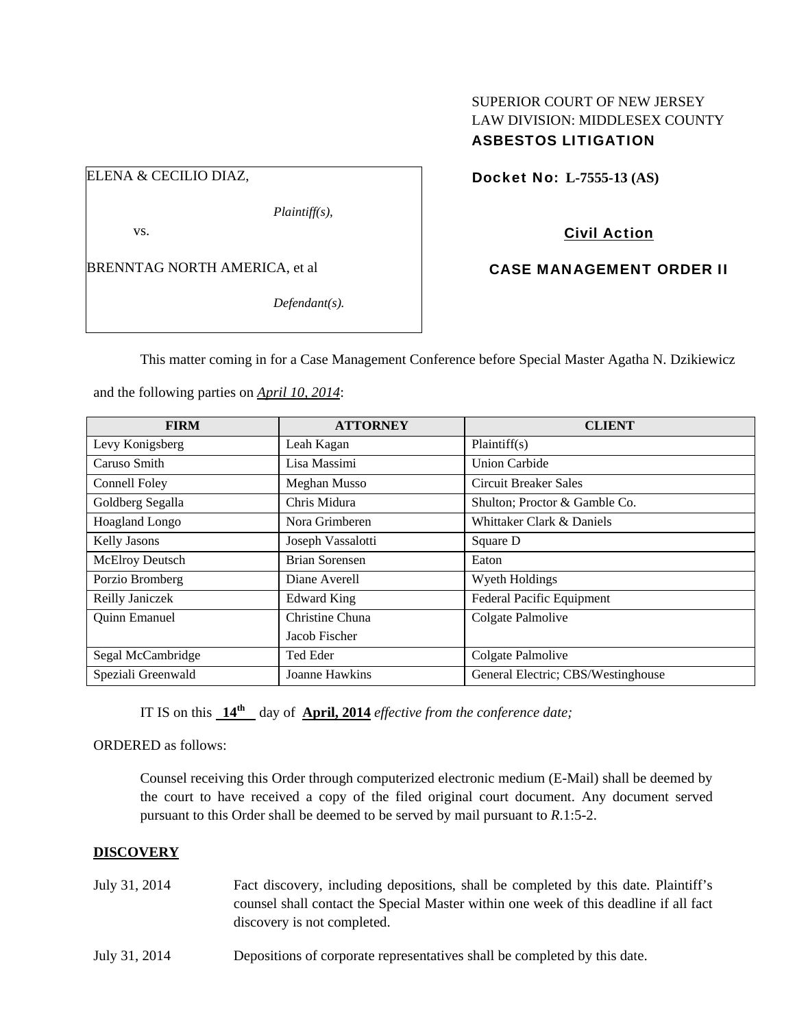SUPERIOR COURT OF NEW JERSEY
LAW DIVISION: MIDDLESEX COUNTY
**ASBESTOS LITIGATION**

ELENA & CECILIO DIAZ,

*Plaintiff(s),*

vs.

BRENNTAG NORTH AMERICA, et al

*Defendant(s).*

**Docket No: L-7555-13 (AS)**

**Civil Action**

**CASE MANAGEMENT ORDER II**

This matter coming in for a Case Management Conference before Special Master Agatha N. Dzikiewicz and the following parties on ***April 10, 2014***:

| FIRM | ATTORNEY | CLIENT |
|---|---|---|
| Levy Konigsberg | Leah Kagan | Plaintiff(s) |
| Caruso Smith | Lisa Massimi | Union Carbide |
| Connell Foley | Meghan Musso | Circuit Breaker Sales |
| Goldberg Segalla | Chris Midura | Shulton; Proctor & Gamble Co. |
| Hoagland Longo | Nora Grimberen | Whittaker Clark & Daniels |
| Kelly Jasons | Joseph Vassalotti | Square D |
| McElroy Deutsch | Brian Sorensen | Eaton |
| Porzio Bromberg | Diane Averell | Wyeth Holdings |
| Reilly Janiczek | Edward King | Federal Pacific Equipment |
| Quinn Emanuel | Christine Chuna<br>Jacob Fischer | Colgate Palmolive |
| Segal McCambridge | Ted Eder | Colgate Palmolive |
| Speziali Greenwald | Joanne Hawkins | General Electric; CBS/Westinghouse |

IT IS on this **14th** day of **April, 2014** *effective from the conference date;*

ORDERED as follows:

Counsel receiving this Order through computerized electronic medium (E-Mail) shall be deemed by the court to have received a copy of the filed original court document. Any document served pursuant to this Order shall be deemed to be served by mail pursuant to *R*.1:5-2.

**DISCOVERY**

July 31, 2014 — Fact discovery, including depositions, shall be completed by this date. Plaintiff's counsel shall contact the Special Master within one week of this deadline if all fact discovery is not completed.

July 31, 2014 — Depositions of corporate representatives shall be completed by this date.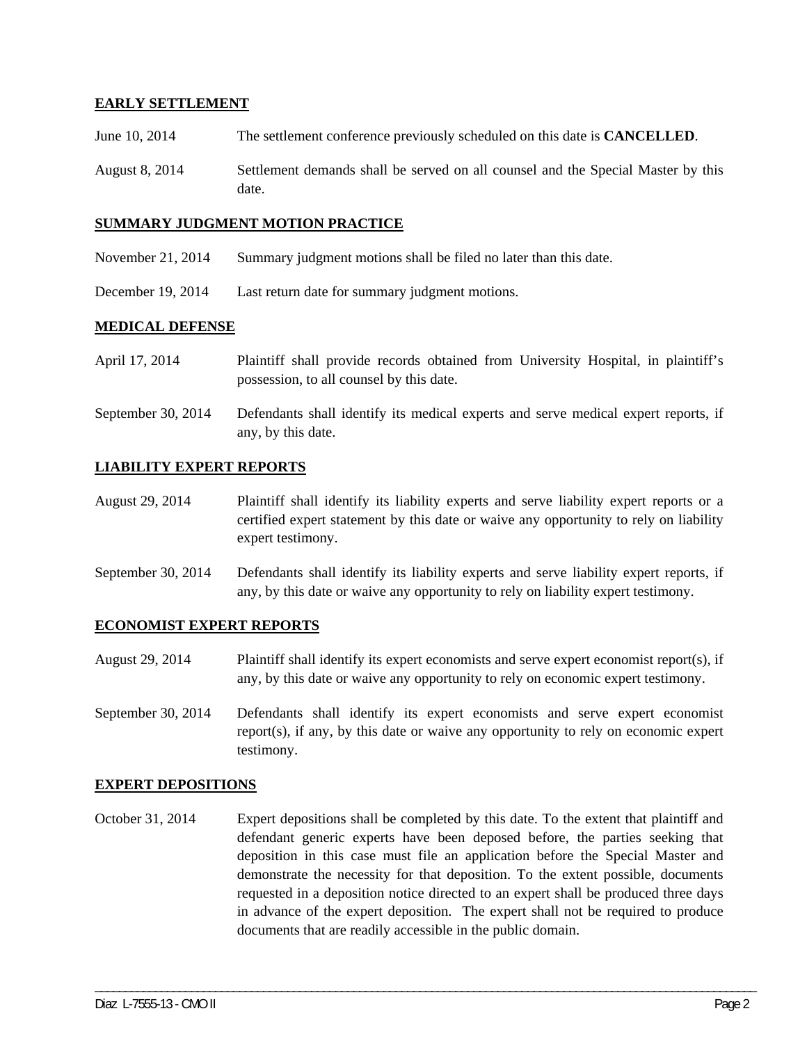**EARLY SETTLEMENT**

June 10, 2014 The settlement conference previously scheduled on this date is **CANCELLED**.

August 8, 2014 Settlement demands shall be served on all counsel and the Special Master by this date.

**SUMMARY JUDGMENT MOTION PRACTICE**

November 21, 2014 Summary judgment motions shall be filed no later than this date.

December 19, 2014 Last return date for summary judgment motions.

**MEDICAL DEFENSE**

April 17, 2014 Plaintiff shall provide records obtained from University Hospital, in plaintiff's possession, to all counsel by this date.

September 30, 2014 Defendants shall identify its medical experts and serve medical expert reports, if any, by this date.

**LIABILITY EXPERT REPORTS**

August 29, 2014 Plaintiff shall identify its liability experts and serve liability expert reports or a certified expert statement by this date or waive any opportunity to rely on liability expert testimony.

September 30, 2014 Defendants shall identify its liability experts and serve liability expert reports, if any, by this date or waive any opportunity to rely on liability expert testimony.

**ECONOMIST EXPERT REPORTS**

August 29, 2014 Plaintiff shall identify its expert economists and serve expert economist report(s), if any, by this date or waive any opportunity to rely on economic expert testimony.

September 30, 2014 Defendants shall identify its expert economists and serve expert economist report(s), if any, by this date or waive any opportunity to rely on economic expert testimony.

**EXPERT DEPOSITIONS**

October 31, 2014 Expert depositions shall be completed by this date. To the extent that plaintiff and defendant generic experts have been deposed before, the parties seeking that deposition in this case must file an application before the Special Master and demonstrate the necessity for that deposition. To the extent possible, documents requested in a deposition notice directed to an expert shall be produced three days in advance of the expert deposition. The expert shall not be required to produce documents that are readily accessible in the public domain.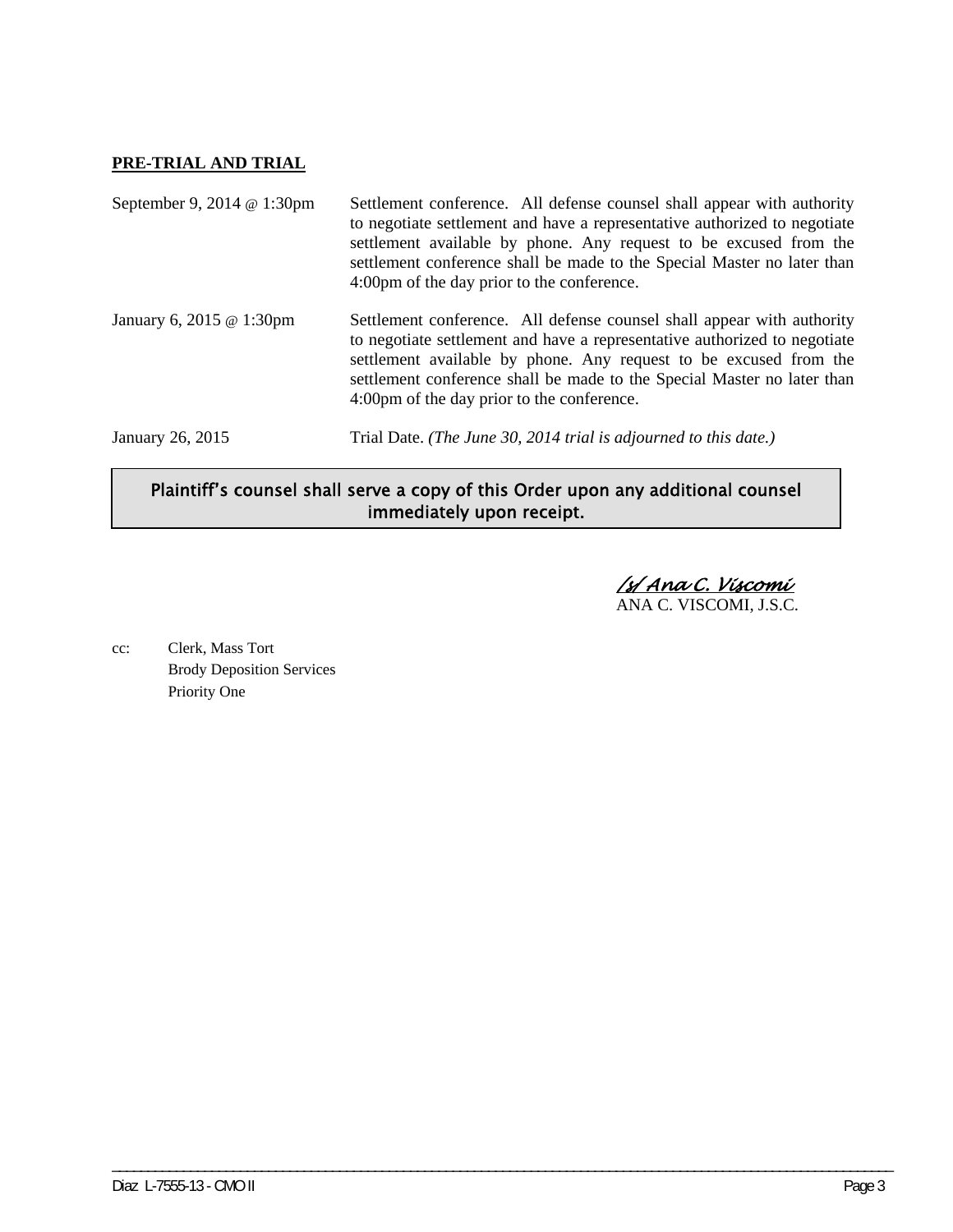**PRE-TRIAL AND TRIAL**

| | |
|---|---|
| September 9, 2014 @ 1:30pm | Settlement conference. All defense counsel shall appear with authority to negotiate settlement and have a representative authorized to negotiate settlement available by phone. Any request to be excused from the settlement conference shall be made to the Special Master no later than 4:00pm of the day prior to the conference. |
| January 6, 2015 @ 1:30pm | Settlement conference. All defense counsel shall appear with authority to negotiate settlement and have a representative authorized to negotiate settlement available by phone. Any request to be excused from the settlement conference shall be made to the Special Master no later than 4:00pm of the day prior to the conference. |
| January 26, 2015 | Trial Date. *(The June 30, 2014 trial is adjourned to this date.)* |

**Plaintiff's counsel shall serve a copy of this Order upon any additional counsel immediately upon receipt.**

*/s/ Ana C. Viscomi*
ANA C. VISCOMI, J.S.C.

cc: Clerk, Mass Tort
Brody Deposition Services
Priority One